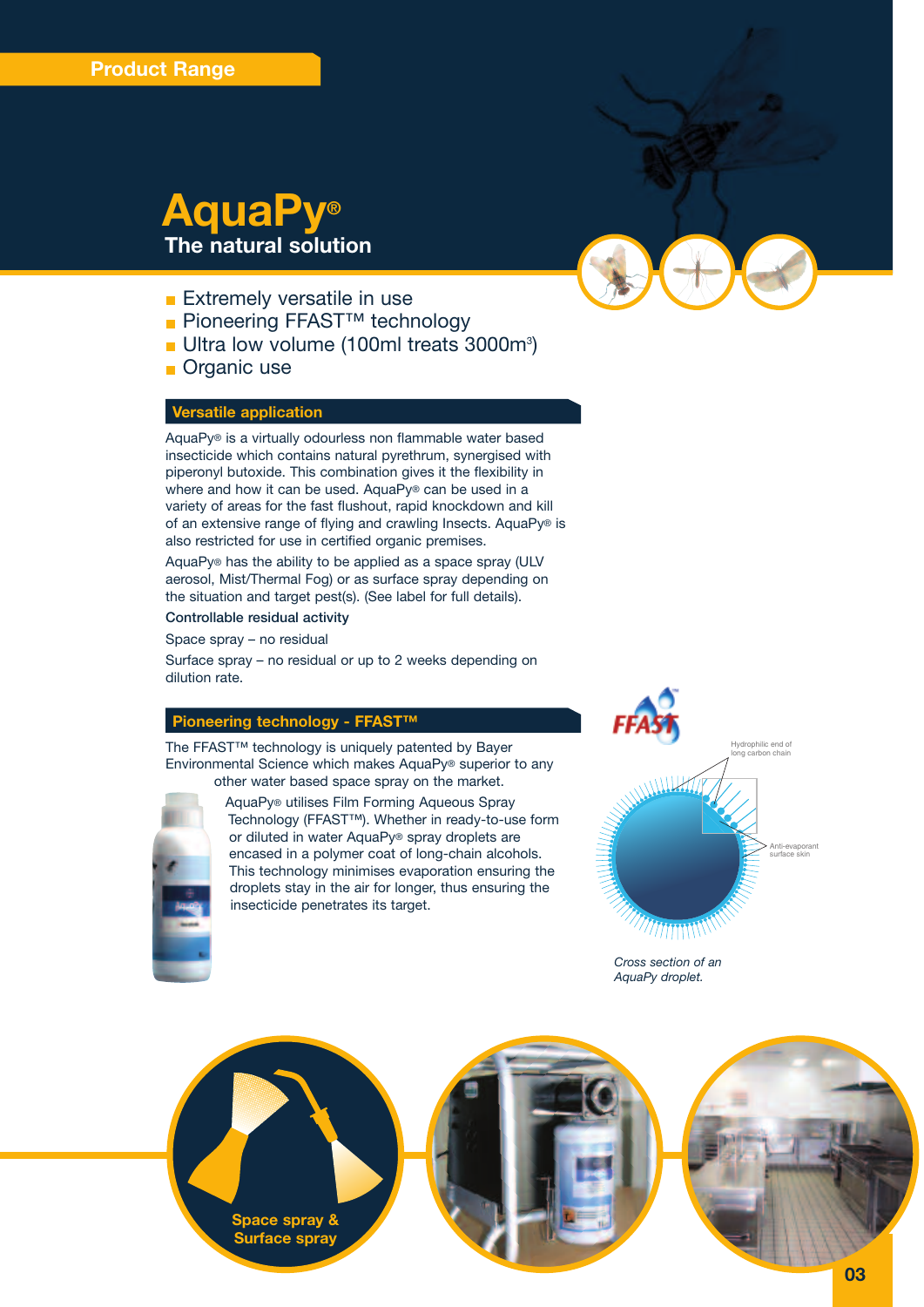Product Range

# AquaPy®

## The natural solution

- Extremely versatile in use
- Pioneering FFAST™ technology
- Ultra low volume (100ml treats 3000m³)
- Organic use

### Versatile application

AquaPy® is a virtually odourless non flammable water based insecticide which contains natural pyrethrum, synergised with piperonyl butoxide. This combination gives it the flexibility in where and how it can be used. AquaPy® can be used in a variety of areas for the fast flushout, rapid knockdown and kill of an extensive range of flying and crawling Insects. AquaPy® is also restricted for use in certified organic premises.

AquaPy® has the ability to be applied as a space spray (ULV aerosol, Mist/Thermal Fog) or as surface spray depending on the situation and target pest(s). (See label for full details).

**Controllable residual activity**

Space spray – no residual

Surface spray – no residual or up to 2 weeks depending on dilution rate.

### Pioneering technology - FFAST™

The FFAST™ technology is uniquely patented by Bayer Environmental Science which makes AquaPy® superior to any other water based space spray on the market.

AquaPy® utilises Film Forming Aqueous Spray Technology (FFAST™). Whether in ready-to-use form or diluted in water AquaPy® spray droplets are encased in a polymer coat of long-chain alcohols. This technology minimises evaporation ensuring the droplets stay in the air for longer, thus ensuring the insecticide penetrates its target.

FFAST

Hydrophilic end of long carbon chain

Anti-evaporant surface skin

*Cross section of an AquaPy droplet.*

Space spray & Surface spray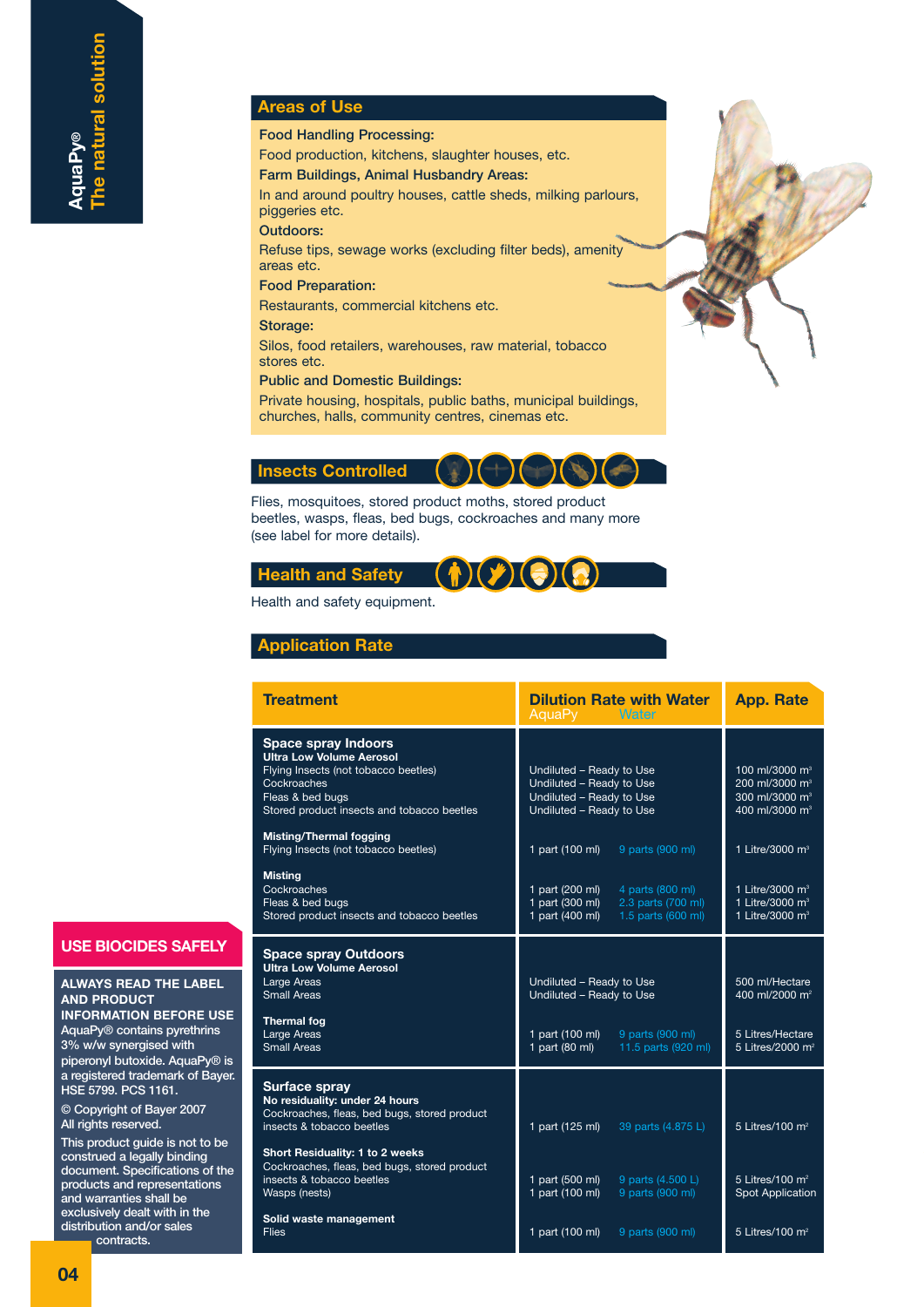AquaPy®
The natural solution

## Areas of Use

**Food Handling Processing:**
Food production, kitchens, slaughter houses, etc.

**Farm Buildings, Animal Husbandry Areas:**
In and around poultry houses, cattle sheds, milking parlours, piggeries etc.

**Outdoors:**
Refuse tips, sewage works (excluding filter beds), amenity areas etc.

**Food Preparation:**
Restaurants, commercial kitchens etc.

**Storage:**
Silos, food retailers, warehouses, raw material, tobacco stores etc.

**Public and Domestic Buildings:**
Private housing, hospitals, public baths, municipal buildings, churches, halls, community centres, cinemas etc.

## Insects Controlled

Flies, mosquitoes, stored product moths, stored product beetles, wasps, fleas, bed bugs, cockroaches and many more (see label for more details).

## Health and Safety

Health and safety equipment.

## Application Rate

| Treatment | Dilution Rate with Water AquaPy | Water | App. Rate |
|---|---|---|---|
| **Space spray Indoors** | | | |
| **Ultra Low Volume Aerosol** | | | |
| Flying Insects (not tobacco beetles) | Undiluted – Ready to Use | | 100 ml/3000 m³ |
| Cockroaches | Undiluted – Ready to Use | | 200 ml/3000 m³ |
| Fleas & bed bugs | Undiluted – Ready to Use | | 300 ml/3000 m³ |
| Stored product insects and tobacco beetles | Undiluted – Ready to Use | | 400 ml/3000 m³ |
| **Misting/Thermal fogging** | | | |
| Flying Insects (not tobacco beetles) | 1 part (100 ml) | 9 parts (900 ml) | 1 Litre/3000 m³ |
| **Misting** | | | |
| Cockroaches | 1 part (200 ml) | 4 parts (800 ml) | 1 Litre/3000 m³ |
| Fleas & bed bugs | 1 part (300 ml) | 2.3 parts (700 ml) | 1 Litre/3000 m³ |
| Stored product insects and tobacco beetles | 1 part (400 ml) | 1.5 parts (600 ml) | 1 Litre/3000 m³ |
| **Space spray Outdoors** | | | |
| **Ultra Low Volume Aerosol** | | | |
| Large Areas | Undiluted – Ready to Use | | 500 ml/Hectare |
| Small Areas | Undiluted – Ready to Use | | 400 ml/2000 m² |
| **Thermal fog** | | | |
| Large Areas | 1 part (100 ml) | 9 parts (900 ml) | 5 Litres/Hectare |
| Small Areas | 1 part (80 ml) | 11.5 parts (920 ml) | 5 Litres/2000 m² |
| **Surface spray** | | | |
| **No residuality: under 24 hours** | | | |
| Cockroaches, fleas, bed bugs, stored product insects & tobacco beetles | 1 part (125 ml) | 39 parts (4.875 L) | 5 Litres/100 m² |
| **Short Residuality: 1 to 2 weeks** | | | |
| Cockroaches, fleas, bed bugs, stored product insects & tobacco beetles | 1 part (500 ml) | 9 parts (4.500 L) | 5 Litres/100 m² |
| Wasps (nests) | 1 part (100 ml) | 9 parts (900 ml) | Spot Application |
| **Solid waste management** | | | |
| Flies | 1 part (100 ml) | 9 parts (900 ml) | 5 Litres/100 m² |

**USE BIOCIDES SAFELY**

**ALWAYS READ THE LABEL AND PRODUCT INFORMATION BEFORE USE**
AquaPy® contains pyrethrins 3% w/w synergised with piperonyl butoxide. AquaPy® is a registered trademark of Bayer. HSE 5799. PCS 1161.

© Copyright of Bayer 2007
All rights reserved.

This product guide is not to be construed a legally binding document. Specifications of the products and representations and warranties shall be exclusively dealt with in the distribution and/or sales contracts.